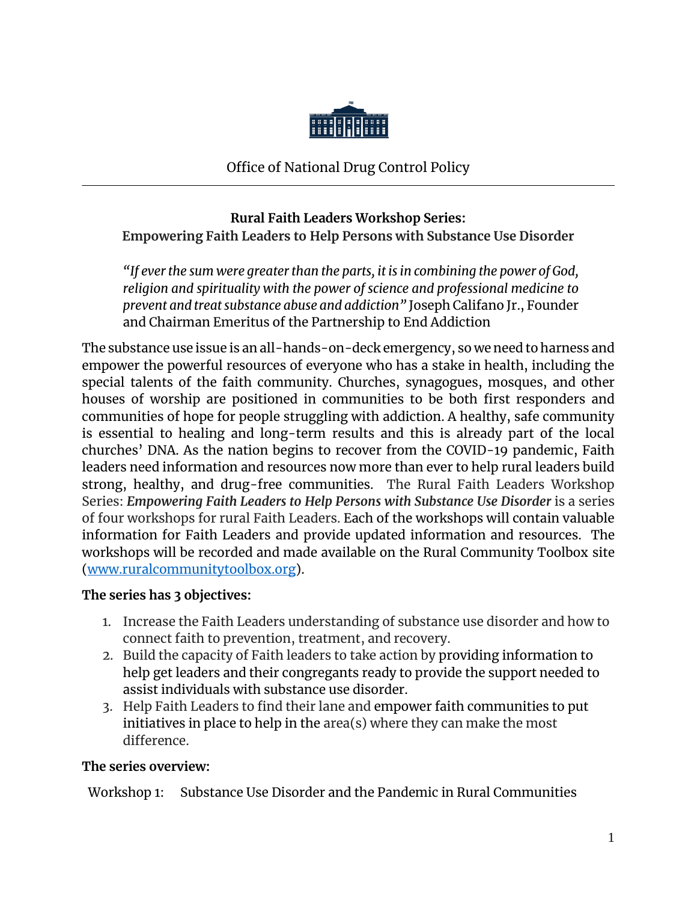Office of National Drug Control Policy

---

**Rural Faith Leaders Workshop Series:**
**Empowering Faith Leaders to Help Persons with Substance Use Disorder**

> *"If ever the sum were greater than the parts, it is in combining the power of God, religion and spirituality with the power of science and professional medicine to prevent and treat substance abuse and addiction"* Joseph Califano Jr., Founder and Chairman Emeritus of the Partnership to End Addiction

The substance use issue is an all-hands-on-deck emergency, so we need to harness and empower the powerful resources of everyone who has a stake in health, including the special talents of the faith community. Churches, synagogues, mosques, and other houses of worship are positioned in communities to be both first responders and communities of hope for people struggling with addiction. A healthy, safe community is essential to healing and long-term results and this is already part of the local churches' DNA. As the nation begins to recover from the COVID-19 pandemic, Faith leaders need information and resources now more than ever to help rural leaders build strong, healthy, and drug-free communities. The Rural Faith Leaders Workshop Series: ***Empowering Faith Leaders to Help Persons with Substance Use Disorder*** is a series of four workshops for rural Faith Leaders. Each of the workshops will contain valuable information for Faith Leaders and provide updated information and resources. The workshops will be recorded and made available on the Rural Community Toolbox site ([www.ruralcommunitytoolbox.org](http://www.ruralcommunitytoolbox.org)).

**The series has 3 objectives:**

1. Increase the Faith Leaders understanding of substance use disorder and how to connect faith to prevention, treatment, and recovery.
2. Build the capacity of Faith leaders to take action by providing information to help get leaders and their congregants ready to provide the support needed to assist individuals with substance use disorder.
3. Help Faith Leaders to find their lane and empower faith communities to put initiatives in place to help in the area(s) where they can make the most difference.

**The series overview:**

Workshop 1: Substance Use Disorder and the Pandemic in Rural Communities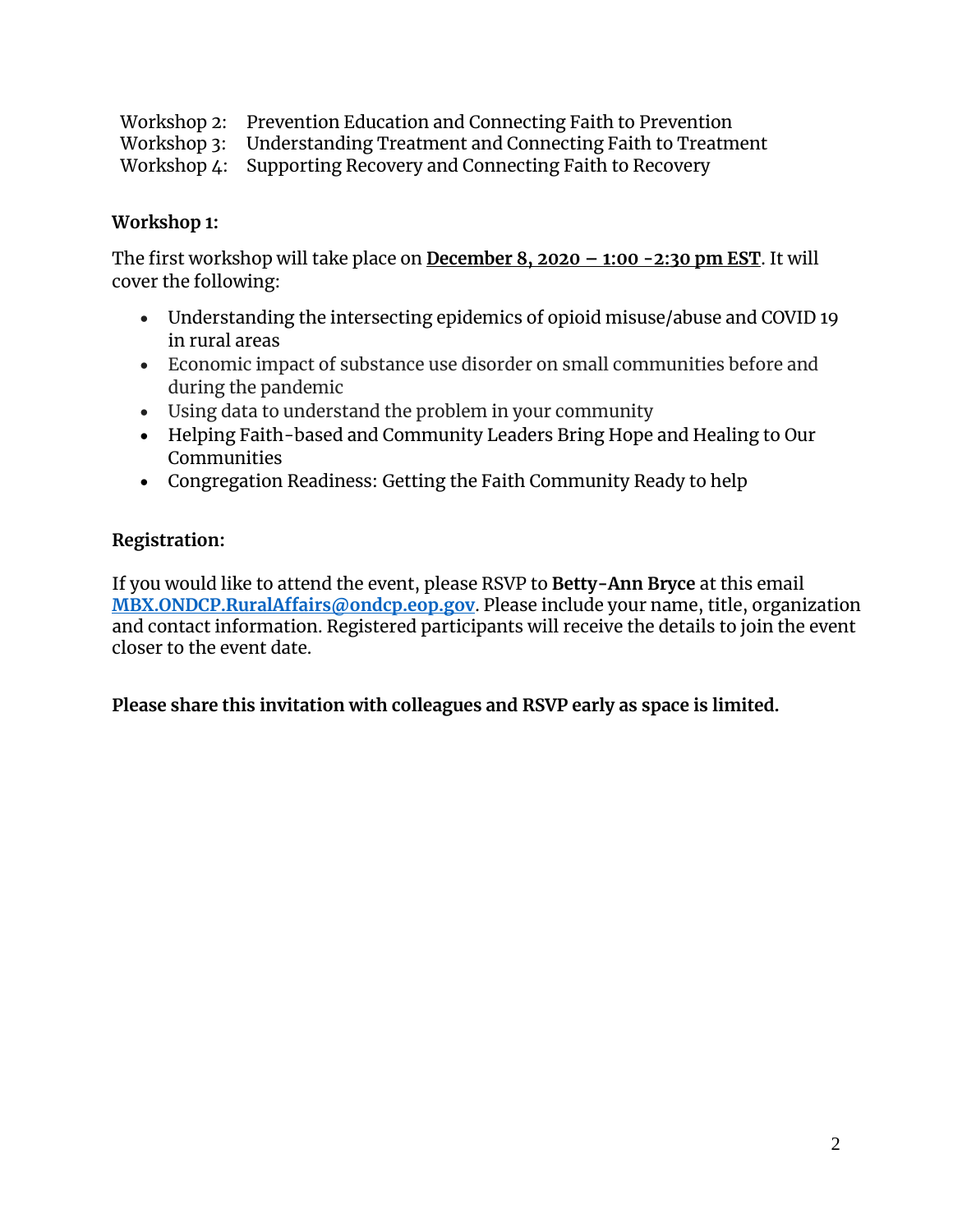Workshop 2: Prevention Education and Connecting Faith to Prevention
Workshop 3: Understanding Treatment and Connecting Faith to Treatment
Workshop 4: Supporting Recovery and Connecting Faith to Recovery

**Workshop 1:**

The first workshop will take place on **December 8, 2020 – 1:00 -2:30 pm EST**. It will cover the following:

- Understanding the intersecting epidemics of opioid misuse/abuse and COVID 19 in rural areas
- Economic impact of substance use disorder on small communities before and during the pandemic
- Using data to understand the problem in your community
- Helping Faith-based and Community Leaders Bring Hope and Healing to Our Communities
- Congregation Readiness: Getting the Faith Community Ready to help

**Registration:**

If you would like to attend the event, please RSVP to **Betty-Ann Bryce** at this email **MBX.ONDCP.RuralAffairs@ondcp.eop.gov**. Please include your name, title, organization and contact information. Registered participants will receive the details to join the event closer to the event date.

**Please share this invitation with colleagues and RSVP early as space is limited.**